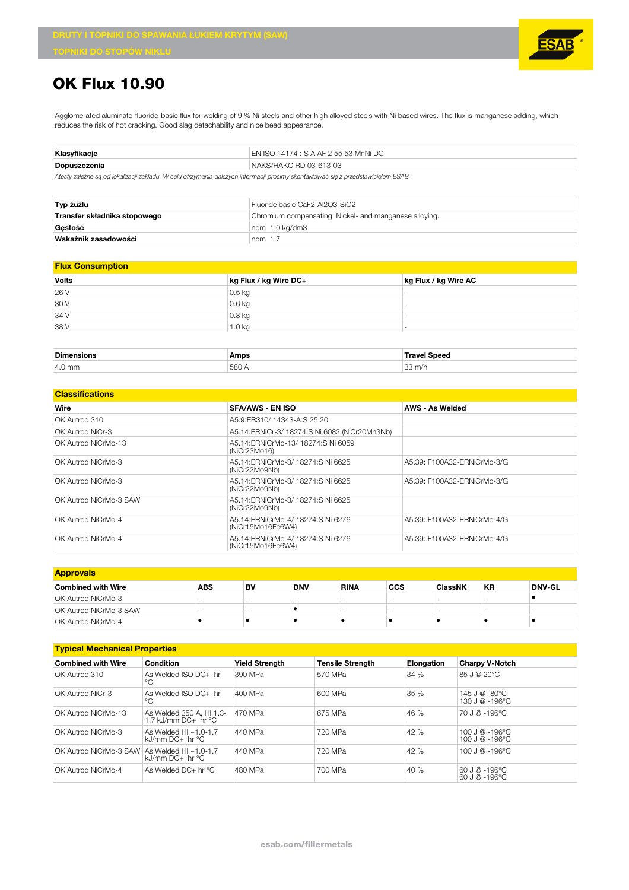DRUTY I TOPNIKI DO SPAWANIA ŁUKIEM KRYTYM (SAW)

TOPNIKI DO STOPÓW NIKLU

# OK Flux 10.90

Agglomerated aluminate-fluoride-basic flux for welding of 9 % Ni steels and other high alloyed steels with Ni based wires. The flux is manganese adding, which reduces the risk of hot cracking. Good slag detachability and nice bead appearance.

| | |
|---|---|
| **Klasyfikacje** | EN ISO 14174 : S A AF 2 55 53 MnNi DC |
| **Dopuszczenia** | NAKS/HAKC RD 03-613-03 |

*Atesty zależne są od lokalizacji zakładu. W celu otrzymania dalszych informacji prosimy skontaktować się z przedstawicielem ESAB.*

| | |
|---|---|
| **Typ żużlu** | Fluoride basic CaF2-Al2O3-SiO2 |
| **Transfer składnika stopowego** | Chromium compensating. Nickel- and manganese alloying. |
| **Gęstość** | nom 1.0 kg/dm3 |
| **Wskaźnik zasadowości** | nom 1.7 |

## Flux Consumption

| Volts | kg Flux / kg Wire DC+ | kg Flux / kg Wire AC |
|---|---|---|
| 26 V | 0.5 kg | - |
| 30 V | 0.6 kg | - |
| 34 V | 0.8 kg | - |
| 38 V | 1.0 kg | - |

| Dimensions | Amps | Travel Speed |
|---|---|---|
| 4.0 mm | 580 A | 33 m/h |

## Classifications

| Wire | SFA/AWS - EN ISO | AWS - As Welded |
|---|---|---|
| OK Autrod 310 | A5.9:ER310/ 14343-A:S 25 20 | |
| OK Autrod NiCr-3 | A5.14:ERNiCr-3/ 18274:S Ni 6082 (NiCr20Mn3Nb) | |
| OK Autrod NiCrMo-13 | A5.14:ERNiCrMo-13/ 18274:S Ni 6059 (NiCr23Mo16) | |
| OK Autrod NiCrMo-3 | A5.14:ERNiCrMo-3/ 18274:S Ni 6625 (NiCr22Mo9Nb) | A5.39: F100A32-ERNiCrMo-3/G |
| OK Autrod NiCrMo-3 | A5.14:ERNiCrMo-3/ 18274:S Ni 6625 (NiCr22Mo9Nb) | A5.39: F100A32-ERNiCrMo-3/G |
| OK Autrod NiCrMo-3 SAW | A5.14:ERNiCrMo-3/ 18274:S Ni 6625 (NiCr22Mo9Nb) | |
| OK Autrod NiCrMo-4 | A5.14:ERNiCrMo-4/ 18274:S Ni 6276 (NiCr15Mo16Fe6W4) | A5.39: F100A32-ERNiCrMo-4/G |
| OK Autrod NiCrMo-4 | A5.14:ERNiCrMo-4/ 18274:S Ni 6276 (NiCr15Mo16Fe6W4) | A5.39: F100A32-ERNiCrMo-4/G |

## Approvals

| Combined with Wire | ABS | BV | DNV | RINA | CCS | ClassNK | KR | DNV-GL |
|---|---|---|---|---|---|---|---|---|
| OK Autrod NiCrMo-3 | - | - | - | - | - | - | - | • |
| OK Autrod NiCrMo-3 SAW | - | - | • | - | - | - | - | - |
| OK Autrod NiCrMo-4 | • | • | • | • | • | • | • | • |

## Typical Mechanical Properties

| Combined with Wire | Condition | Yield Strength | Tensile Strength | Elongation | Charpy V-Notch |
|---|---|---|---|---|---|
| OK Autrod 310 | As Welded ISO DC+ hr °C | 390 MPa | 570 MPa | 34 % | 85 J @ 20°C |
| OK Autrod NiCr-3 | As Welded ISO DC+ hr °C | 400 MPa | 600 MPa | 35 % | 145 J @ -80°C<br>130 J @ -196°C |
| OK Autrod NiCrMo-13 | As Welded 350 A, HI 1.3-1.7 kJ/mm DC+ hr °C | 470 MPa | 675 MPa | 46 % | 70 J @ -196°C |
| OK Autrod NiCrMo-3 | As Welded HI ~1.0-1.7 kJ/mm DC+ hr °C | 440 MPa | 720 MPa | 42 % | 100 J @ -196°C<br>100 J @ -196°C |
| OK Autrod NiCrMo-3 SAW | As Welded HI ~1.0-1.7 kJ/mm DC+ hr °C | 440 MPa | 720 MPa | 42 % | 100 J @ -196°C |
| OK Autrod NiCrMo-4 | As Welded DC+ hr °C | 480 MPa | 700 MPa | 40 % | 60 J @ -196°C<br>60 J @ -196°C |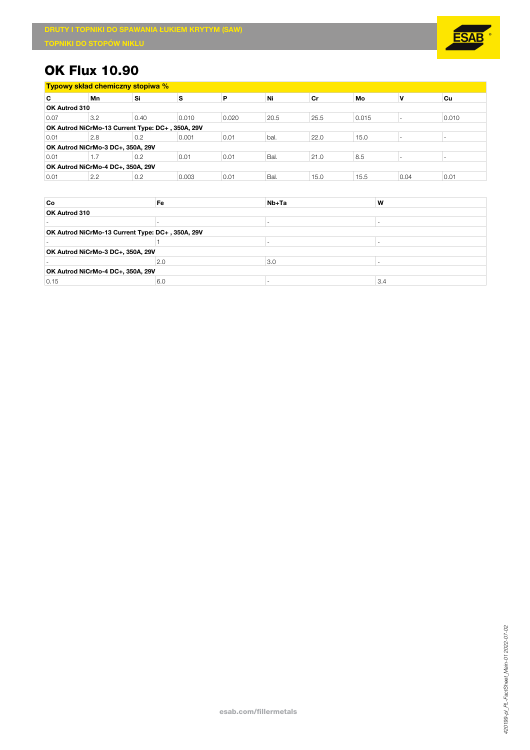# OK Flux 10.90

| Typowy skład chemiczny stopiwa % | | | | | | | | | |
|---|---|---|---|---|---|---|---|---|---|
| **C** | **Mn** | **Si** | **S** | **P** | **Ni** | **Cr** | **Mo** | **V** | **Cu** |
| **OK Autrod 310** | | | | | | | | | |
| 0.07 | 3.2 | 0.40 | 0.010 | 0.020 | 20.5 | 25.5 | 0.015 | - | 0.010 |
| **OK Autrod NiCrMo-13 Current Type: DC+ , 350A, 29V** | | | | | | | | | |
| 0.01 | 2.8 | 0.2 | 0.001 | 0.01 | bal. | 22.0 | 15.0 | - | - |
| **OK Autrod NiCrMo-3 DC+, 350A, 29V** | | | | | | | | | |
| 0.01 | 1.7 | 0.2 | 0.01 | 0.01 | Bal. | 21.0 | 8.5 | - | - |
| **OK Autrod NiCrMo-4 DC+, 350A, 29V** | | | | | | | | | |
| 0.01 | 2.2 | 0.2 | 0.003 | 0.01 | Bal. | 15.0 | 15.5 | 0.04 | 0.01 |

| Co | Fe | Nb+Ta | W |
|---|---|---|---|
| **OK Autrod 310** | | | |
| - | - | - | - |
| **OK Autrod NiCrMo-13 Current Type: DC+ , 350A, 29V** | | | |
| - | 1 | - | - |
| **OK Autrod NiCrMo-3 DC+, 350A, 29V** | | | |
| - | 2.0 | 3.0 | - |
| **OK Autrod NiCrMo-4 DC+, 350A, 29V** | | | |
| 0.15 | 6.0 | - | 3.4 |